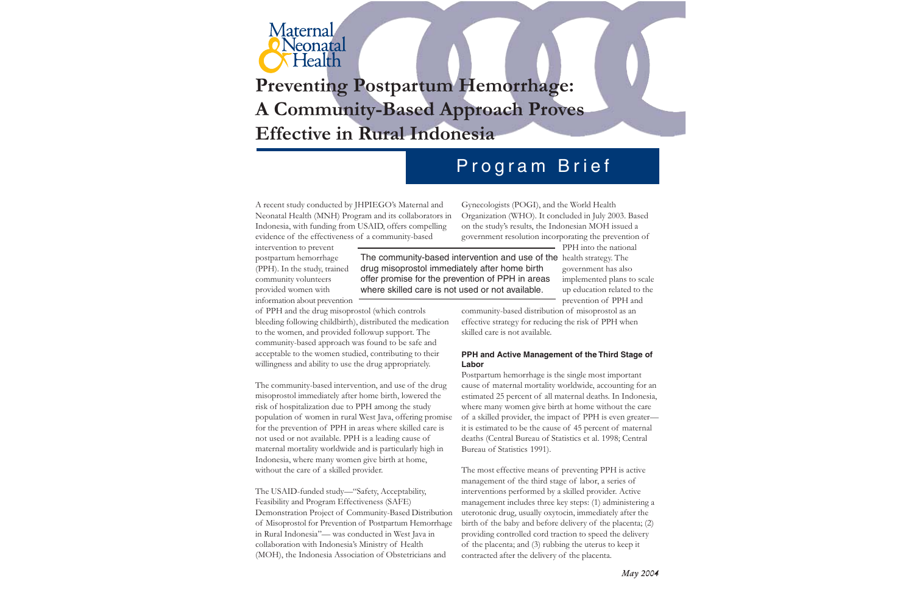Maternal & Neonatal Health

# Preventing Postpartum Hemorrhage: A Community-Based Approach Proves Effective in Rural Indonesia

## Program Brief

A recent study conducted by JHPIEGO's Maternal and Neonatal Health (MNH) Program and its collaborators in Indonesia, with funding from USAID, offers compelling evidence of the effectiveness of a community-based intervention to prevent postpartum hemorrhage (PPH). In the study, trained community volunteers provided women with information about prevention of PPH and the drug misoprostol (which controls bleeding following childbirth), distributed the medication to the women, and provided followup support. The community-based approach was found to be safe and acceptable to the women studied, contributing to their willingness and ability to use the drug appropriately.

> The community-based intervention and use of the drug misoprostol immediately after home birth offer promise for the prevention of PPH in areas where skilled care is not used or not available.

The community-based intervention, and use of the drug misoprostol immediately after home birth, lowered the risk of hospitalization due to PPH among the study population of women in rural West Java, offering promise for the prevention of PPH in areas where skilled care is not used or not available. PPH is a leading cause of maternal mortality worldwide and is particularly high in Indonesia, where many women give birth at home, without the care of a skilled provider.

The USAID-funded study—"Safety, Acceptability, Feasibility and Program Effectiveness (SAFE) Demonstration Project of Community-Based Distribution of Misoprostol for Prevention of Postpartum Hemorrhage in Rural Indonesia"— was conducted in West Java in collaboration with Indonesia's Ministry of Health (MOH), the Indonesia Association of Obstetricians and Gynecologists (POGI), and the World Health Organization (WHO). It concluded in July 2003. Based on the study's results, the Indonesian MOH issued a government resolution incorporating the prevention of PPH into the national health strategy. The government has also implemented plans to scale up education related to the prevention of PPH and community-based distribution of misoprostol as an effective strategy for reducing the risk of PPH when skilled care is not available.

### PPH and Active Management of the Third Stage of Labor

Postpartum hemorrhage is the single most important cause of maternal mortality worldwide, accounting for an estimated 25 percent of all maternal deaths. In Indonesia, where many women give birth at home without the care of a skilled provider, the impact of PPH is even greater—it is estimated to be the cause of 45 percent of maternal deaths (Central Bureau of Statistics et al. 1998; Central Bureau of Statistics 1991).

The most effective means of preventing PPH is active management of the third stage of labor, a series of interventions performed by a skilled provider. Active management includes three key steps: (1) administering a uterotonic drug, usually oxytocin, immediately after the birth of the baby and before delivery of the placenta; (2) providing controlled cord traction to speed the delivery of the placenta; and (3) rubbing the uterus to keep it contracted after the delivery of the placenta.

*May 2004*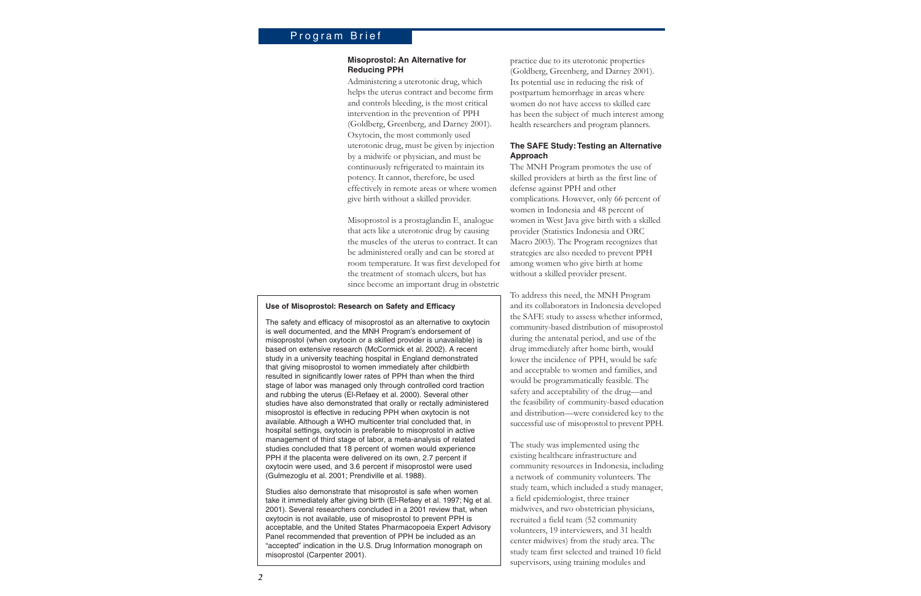### Misoprostol: An Alternative for Reducing PPH

Administering a uterotonic drug, which helps the uterus contract and become firm and controls bleeding, is the most critical intervention in the prevention of PPH (Goldberg, Greenberg, and Darney 2001). Oxytocin, the most commonly used uterotonic drug, must be given by injection by a midwife or physician, and must be continuously refrigerated to maintain its potency. It cannot, therefore, be used effectively in remote areas or where women give birth without a skilled provider.

Misoprostol is a prostaglandin $E_1$ analogue that acts like a uterotonic drug by causing the muscles of the uterus to contract. It can be administered orally and can be stored at room temperature. It was first developed for the treatment of stomach ulcers, but has since become an important drug in obstetric practice due to its uterotonic properties (Goldberg, Greenberg, and Darney 2001). Its potential use in reducing the risk of postpartum hemorrhage in areas where women do not have access to skilled care has been the subject of much interest among health researchers and program planners.

#### Use of Misoprostol: Research on Safety and Efficacy

The safety and efficacy of misoprostol as an alternative to oxytocin is well documented, and the MNH Program's endorsement of misoprostol (when oxytocin or a skilled provider is unavailable) is based on extensive research (McCormick et al. 2002). A recent study in a university teaching hospital in England demonstrated that giving misoprostol to women immediately after childbirth resulted in significantly lower rates of PPH than when the third stage of labor was managed only through controlled cord traction and rubbing the uterus (El-Refaey et al. 2000). Several other studies have also demonstrated that orally or rectally administered misoprostol is effective in reducing PPH when oxytocin is not available. Although a WHO multicenter trial concluded that, in hospital settings, oxytocin is preferable to misoprostol in active management of third stage of labor, a meta-analysis of related studies concluded that 18 percent of women would experience PPH if the placenta were delivered on its own, 2.7 percent if oxytocin were used, and 3.6 percent if misoprostol were used (Gulmezoglu et al. 2001; Prendiville et al. 1988).

Studies also demonstrate that misoprostol is safe when women take it immediately after giving birth (El-Refaey et al. 1997; Ng et al. 2001). Several researchers concluded in a 2001 review that, when oxytocin is not available, use of misoprostol to prevent PPH is acceptable, and the United States Pharmacopoeia Expert Advisory Panel recommended that prevention of PPH be included as an "accepted" indication in the U.S. Drug Information monograph on misoprostol (Carpenter 2001).

### The SAFE Study: Testing an Alternative Approach

The MNH Program promotes the use of skilled providers at birth as the first line of defense against PPH and other complications. However, only 66 percent of women in Indonesia and 48 percent of women in West Java give birth with a skilled provider (Statistics Indonesia and ORC Macro 2003). The Program recognizes that strategies are also needed to prevent PPH among women who give birth at home without a skilled provider present.

To address this need, the MNH Program and its collaborators in Indonesia developed the SAFE study to assess whether informed, community-based distribution of misoprostol during the antenatal period, and use of the drug immediately after home birth, would lower the incidence of PPH, would be safe and acceptable to women and families, and would be programmatically feasible. The safety and acceptability of the drug—and the feasibility of community-based education and distribution—were considered key to the successful use of misoprostol to prevent PPH.

The study was implemented using the existing healthcare infrastructure and community resources in Indonesia, including a network of community volunteers. The study team, which included a study manager, a field epidemiologist, three trainer midwives, and two obstetrician physicians, recruited a field team (52 community volunteers, 19 interviewers, and 31 health center midwives) from the study area. The study team first selected and trained 10 field supervisors, using training modules and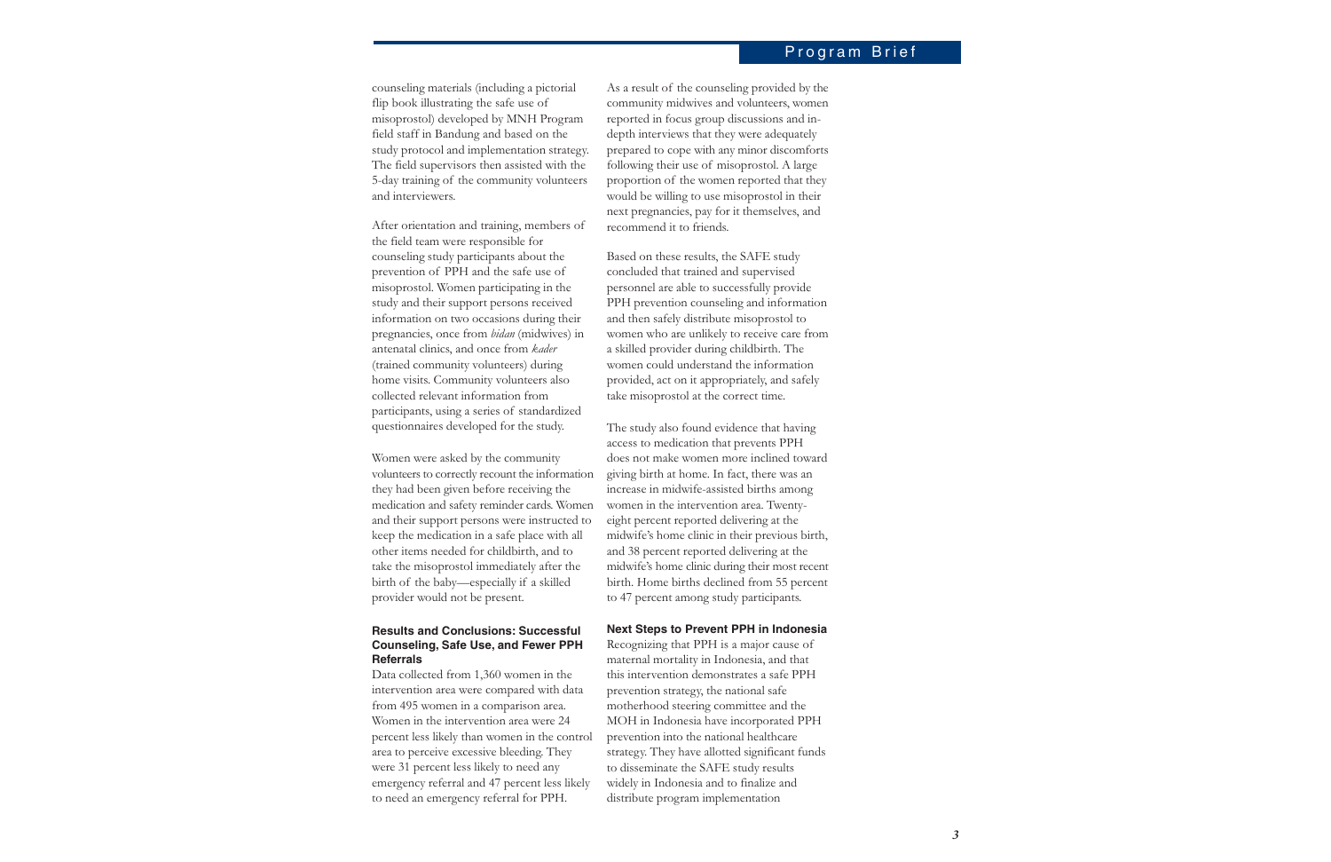counseling materials (including a pictorial flip book illustrating the safe use of misoprostol) developed by MNH Program field staff in Bandung and based on the study protocol and implementation strategy. The field supervisors then assisted with the 5-day training of the community volunteers and interviewers.

After orientation and training, members of the field team were responsible for counseling study participants about the prevention of PPH and the safe use of misoprostol. Women participating in the study and their support persons received information on two occasions during their pregnancies, once from *bidan* (midwives) in antenatal clinics, and once from *kader* (trained community volunteers) during home visits. Community volunteers also collected relevant information from participants, using a series of standardized questionnaires developed for the study.

Women were asked by the community volunteers to correctly recount the information they had been given before receiving the medication and safety reminder cards. Women and their support persons were instructed to keep the medication in a safe place with all other items needed for childbirth, and to take the misoprostol immediately after the birth of the baby—especially if a skilled provider would not be present.

#### Results and Conclusions: Successful Counseling, Safe Use, and Fewer PPH Referrals

Data collected from 1,360 women in the intervention area were compared with data from 495 women in a comparison area. Women in the intervention area were 24 percent less likely than women in the control area to perceive excessive bleeding. They were 31 percent less likely to need any emergency referral and 47 percent less likely to need an emergency referral for PPH.

As a result of the counseling provided by the community midwives and volunteers, women reported in focus group discussions and in-depth interviews that they were adequately prepared to cope with any minor discomforts following their use of misoprostol. A large proportion of the women reported that they would be willing to use misoprostol in their next pregnancies, pay for it themselves, and recommend it to friends.

Based on these results, the SAFE study concluded that trained and supervised personnel are able to successfully provide PPH prevention counseling and information and then safely distribute misoprostol to women who are unlikely to receive care from a skilled provider during childbirth. The women could understand the information provided, act on it appropriately, and safely take misoprostol at the correct time.

The study also found evidence that having access to medication that prevents PPH does not make women more inclined toward giving birth at home. In fact, there was an increase in midwife-assisted births among women in the intervention area. Twenty-eight percent reported delivering at the midwife's home clinic in their previous birth, and 38 percent reported delivering at the midwife's home clinic during their most recent birth. Home births declined from 55 percent to 47 percent among study participants.

#### Next Steps to Prevent PPH in Indonesia

Recognizing that PPH is a major cause of maternal mortality in Indonesia, and that this intervention demonstrates a safe PPH prevention strategy, the national safe motherhood steering committee and the MOH in Indonesia have incorporated PPH prevention into the national healthcare strategy. They have allotted significant funds to disseminate the SAFE study results widely in Indonesia and to finalize and distribute program implementation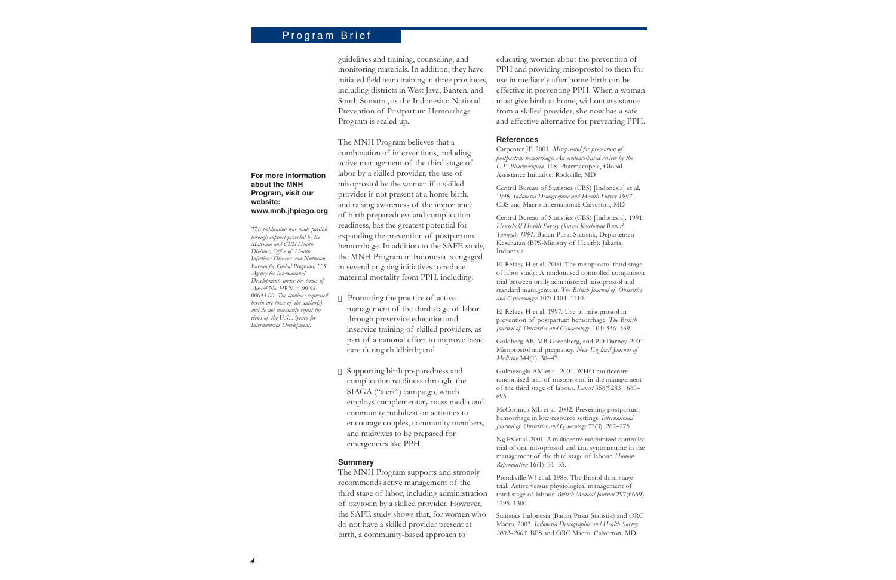guidelines and training, counseling, and monitoring materials. In addition, they have initiated field team training in three provinces, including districts in West Java, Banten, and South Sumatra, as the Indonesian National Prevention of Postpartum Hemorrhage Program is scaled up.

The MNH Program believes that a combination of interventions, including active management of the third stage of labor by a skilled provider, the use of misoprostol by the woman if a skilled provider is not present at a home birth, and raising awareness of the importance of birth preparedness and complication readiness, has the greatest potential for expanding the prevention of postpartum hemorrhage. In addition to the SAFE study, the MNH Program in Indonesia is engaged in several ongoing initiatives to reduce maternal mortality from PPH, including:

- Promoting the practice of active management of the third stage of labor through preservice education and inservice training of skilled providers, as part of a national effort to improve basic care during childbirth; and
- Supporting birth preparedness and complication readiness through the SIAGA ("alert") campaign, which employs complementary mass media and community mobilization activities to encourage couples, community members, and midwives to be prepared for emergencies like PPH.

### Summary

The MNH Program supports and strongly recommends active management of the third stage of labor, including administration of oxytocin by a skilled provider. However, the SAFE study shows that, for women who do not have a skilled provider present at birth, a community-based approach to educating women about the prevention of PPH and providing misoprostol to them for use immediately after home birth can be effective in preventing PPH. When a woman must give birth at home, without assistance from a skilled provider, she now has a safe and effective alternative for preventing PPH.

### References

Carpenter JP. 2001. *Misoprostol for prevention of postpartum hemorrhage: An evidence-based review by the U.S. Pharmacopeia*. U.S. Pharmacopeia, Global Assistance Initiative: Rockville, MD.

Central Bureau of Statistics (CBS) [Indonesia] et al. 1998. *Indonesia Demographic and Health Survey 1997*. CBS and Macro International: Calverton, MD.

Central Bureau of Statistics (CBS) [Indonesia]. 1991. *Household Health Survey (Survei Kesehatan Rumah Tangga), 1991*. Badan Pusat Statistik, Departemen Kesehatan (BPS-Ministry of Health): Jakarta, Indonesia.

El-Refaey H et al. 2000. The misoprostol third stage of labor study: A randomised controlled comparison trial between orally administered misoprostol and standard management. *The British Journal of Obstetrics and Gynaecology*: 107: 1104–1110.

El-Refaey H et al. 1997. Use of misoprostol in prevention of postpartum hemorrhage. *The British Journal of Obstetrics and Gynaecology*: 104: 336–339.

Goldberg AB, MB Greenberg, and PD Darney. 2001. Misoprostol and pregnancy. *New England Journal of Medicine* 344(1): 38–47.

Gulmezoglu AM et al. 2001. WHO multicentre randomised trial of misoprostol in the management of the third stage of labour. *Lancet* 358(9283): 689–695.

McCormick ML et al. 2002. Preventing postpartum hemorrhage in low-resource settings. *International Journal of Obstetrics and Gynecology* 77(3): 267–275.

Ng PS et al. 2001. A multicentre randomized controlled trial of oral misoprostol and i.m. syntometrine in the management of the third stage of labour. *Human Reproduction* 16(1): 31–35.

Prendiville WJ et al. 1988. The Bristol third stage trial: Active versus physiological management of third stage of labour. *British Medical Journal* 297(6659): 1295–1300.

Statistics Indonesia (Badan Pusat Statistik) and ORC Macro. 2003. *Indonesia Demographic and Health Survey 2002–2003*. BPS and ORC Macro: Calverton, MD.

**For more information about the MNH Program, visit our website: www.mnh.jhpiego.org**

*This publication was made possible through support provided by the Maternal and Child Health Division, Office of Health, Infectious Diseases and Nutrition, Bureau for Global Programs, U.S. Agency for International Development, under the terms of Award No. HRN-A-00-98-00043-00. The opinions expressed herein are those of the author(s) and do not necessarily reflect the views of the U.S. Agency for International Development.*